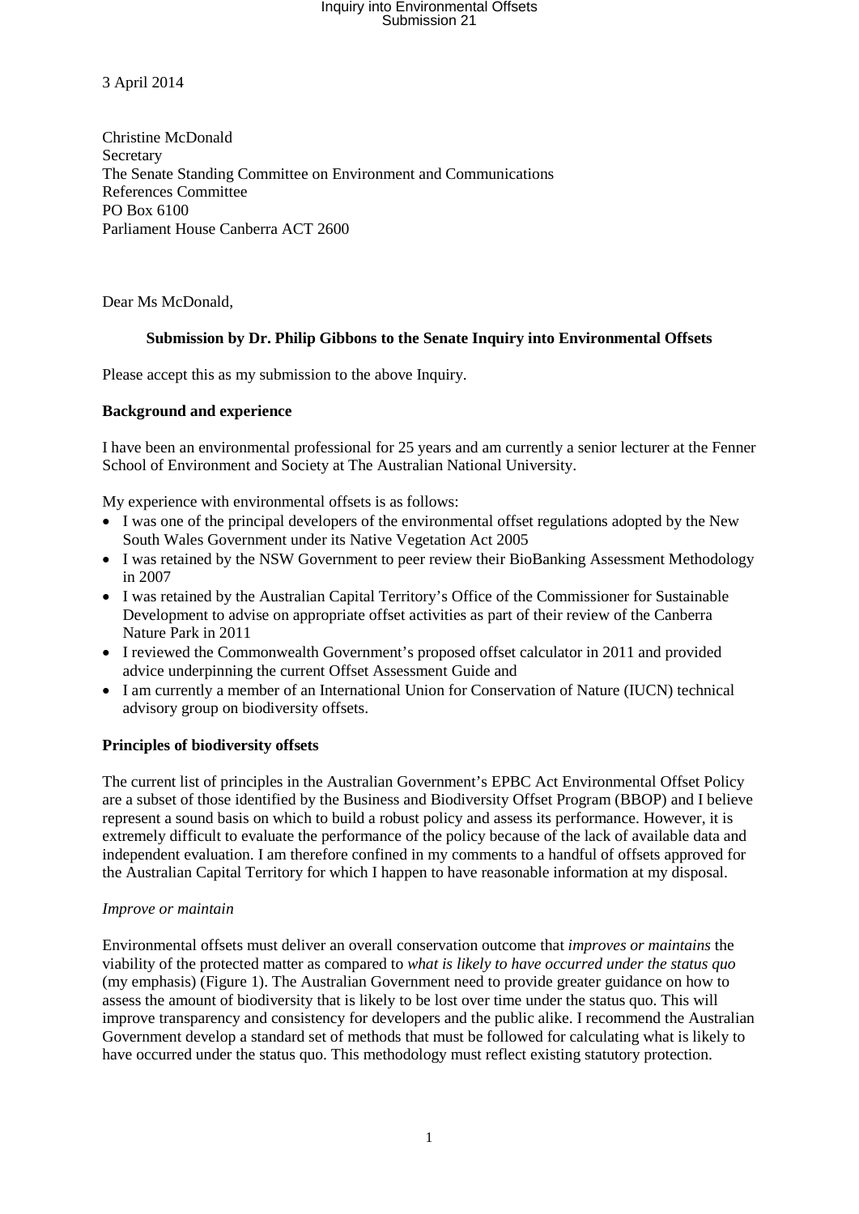3 April 2014

Christine McDonald
Secretary
The Senate Standing Committee on Environment and Communications
References Committee
PO Box 6100
Parliament House Canberra ACT 2600

Dear Ms McDonald,

**Submission by Dr. Philip Gibbons to the Senate Inquiry into Environmental Offsets**

Please accept this as my submission to the above Inquiry.

**Background and experience**

I have been an environmental professional for 25 years and am currently a senior lecturer at the Fenner School of Environment and Society at The Australian National University.

My experience with environmental offsets is as follows:

- I was one of the principal developers of the environmental offset regulations adopted by the New South Wales Government under its Native Vegetation Act 2005
- I was retained by the NSW Government to peer review their BioBanking Assessment Methodology in 2007
- I was retained by the Australian Capital Territory's Office of the Commissioner for Sustainable Development to advise on appropriate offset activities as part of their review of the Canberra Nature Park in 2011
- I reviewed the Commonwealth Government's proposed offset calculator in 2011 and provided advice underpinning the current Offset Assessment Guide and
- I am currently a member of an International Union for Conservation of Nature (IUCN) technical advisory group on biodiversity offsets.

**Principles of biodiversity offsets**

The current list of principles in the Australian Government's EPBC Act Environmental Offset Policy are a subset of those identified by the Business and Biodiversity Offset Program (BBOP) and I believe represent a sound basis on which to build a robust policy and assess its performance. However, it is extremely difficult to evaluate the performance of the policy because of the lack of available data and independent evaluation. I am therefore confined in my comments to a handful of offsets approved for the Australian Capital Territory for which I happen to have reasonable information at my disposal.

*Improve or maintain*

Environmental offsets must deliver an overall conservation outcome that *improves or maintains* the viability of the protected matter as compared to *what is likely to have occurred under the status quo* (my emphasis) (Figure 1). The Australian Government need to provide greater guidance on how to assess the amount of biodiversity that is likely to be lost over time under the status quo. This will improve transparency and consistency for developers and the public alike. I recommend the Australian Government develop a standard set of methods that must be followed for calculating what is likely to have occurred under the status quo. This methodology must reflect existing statutory protection.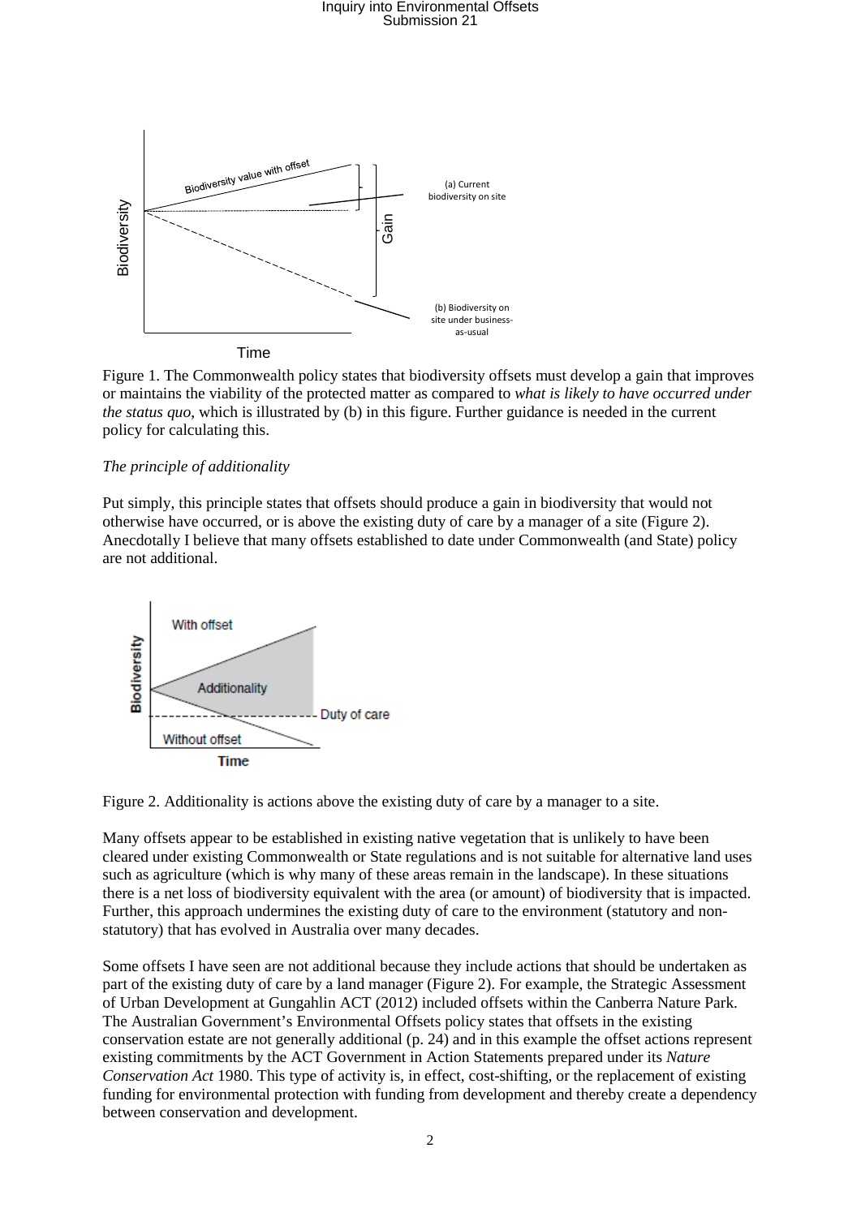Figure 1. The Commonwealth policy states that biodiversity offsets must develop a gain that improves or maintains the viability of the protected matter as compared to *what is likely to have occurred under the status quo*, which is illustrated by (b) in this figure. Further guidance is needed in the current policy for calculating this.

*The principle of additionality*

Put simply, this principle states that offsets should produce a gain in biodiversity that would not otherwise have occurred, or is above the existing duty of care by a manager of a site (Figure 2). Anecdotally I believe that many offsets established to date under Commonwealth (and State) policy are not additional.

Figure 2. Additionality is actions above the existing duty of care by a manager to a site.

Many offsets appear to be established in existing native vegetation that is unlikely to have been cleared under existing Commonwealth or State regulations and is not suitable for alternative land uses such as agriculture (which is why many of these areas remain in the landscape). In these situations there is a net loss of biodiversity equivalent with the area (or amount) of biodiversity that is impacted. Further, this approach undermines the existing duty of care to the environment (statutory and non-statutory) that has evolved in Australia over many decades.

Some offsets I have seen are not additional because they include actions that should be undertaken as part of the existing duty of care by a land manager (Figure 2). For example, the Strategic Assessment of Urban Development at Gungahlin ACT (2012) included offsets within the Canberra Nature Park. The Australian Government's Environmental Offsets policy states that offsets in the existing conservation estate are not generally additional (p. 24) and in this example the offset actions represent existing commitments by the ACT Government in Action Statements prepared under its *Nature Conservation Act* 1980. This type of activity is, in effect, cost-shifting, or the replacement of existing funding for environmental protection with funding from development and thereby create a dependency between conservation and development.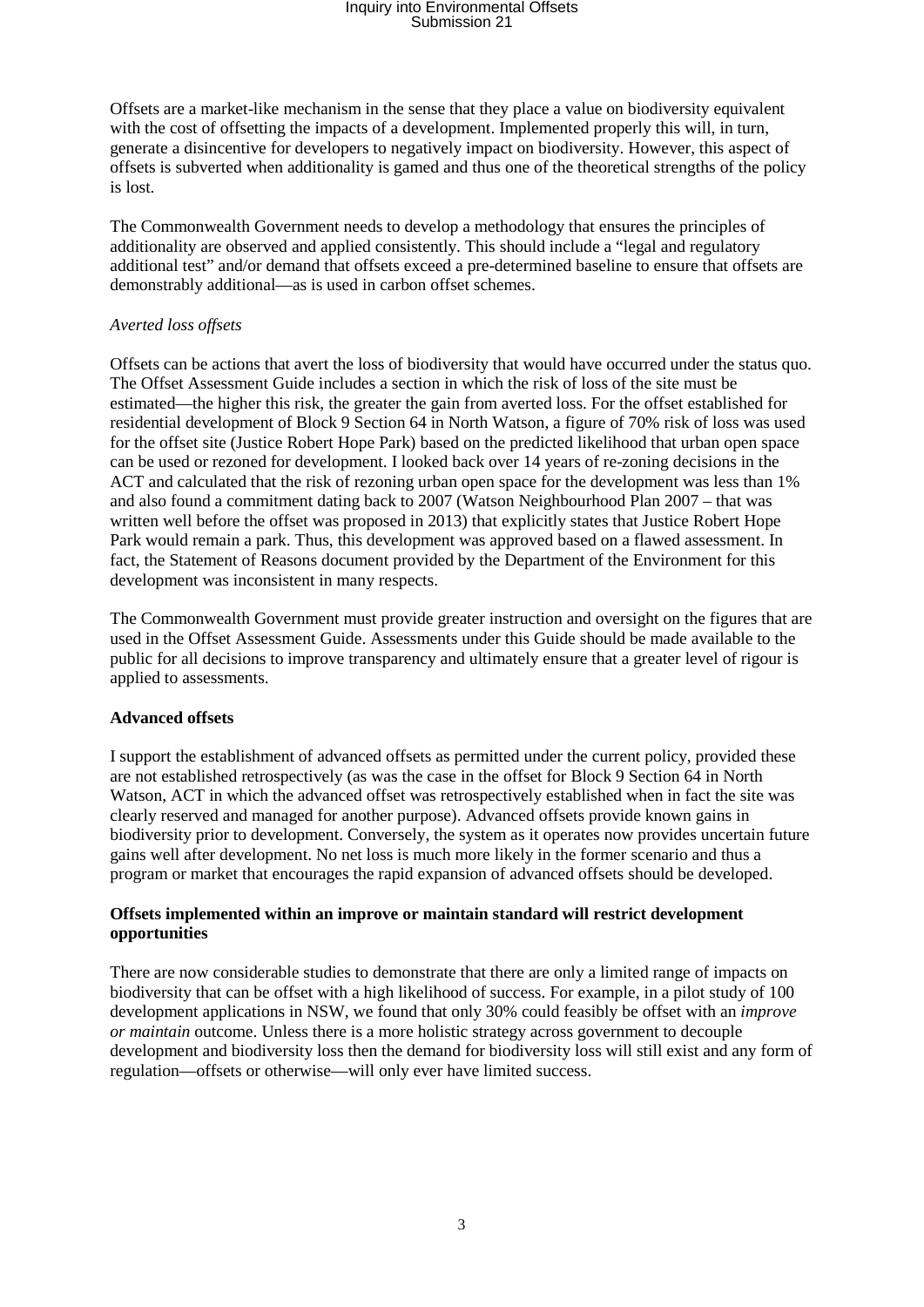Offsets are a market-like mechanism in the sense that they place a value on biodiversity equivalent with the cost of offsetting the impacts of a development. Implemented properly this will, in turn, generate a disincentive for developers to negatively impact on biodiversity. However, this aspect of offsets is subverted when additionality is gamed and thus one of the theoretical strengths of the policy is lost.

The Commonwealth Government needs to develop a methodology that ensures the principles of additionality are observed and applied consistently. This should include a "legal and regulatory additional test" and/or demand that offsets exceed a pre-determined baseline to ensure that offsets are demonstrably additional—as is used in carbon offset schemes.

*Averted loss offsets*

Offsets can be actions that avert the loss of biodiversity that would have occurred under the status quo. The Offset Assessment Guide includes a section in which the risk of loss of the site must be estimated—the higher this risk, the greater the gain from averted loss. For the offset established for residential development of Block 9 Section 64 in North Watson, a figure of 70% risk of loss was used for the offset site (Justice Robert Hope Park) based on the predicted likelihood that urban open space can be used or rezoned for development. I looked back over 14 years of re-zoning decisions in the ACT and calculated that the risk of rezoning urban open space for the development was less than 1% and also found a commitment dating back to 2007 (Watson Neighbourhood Plan 2007 – that was written well before the offset was proposed in 2013) that explicitly states that Justice Robert Hope Park would remain a park. Thus, this development was approved based on a flawed assessment. In fact, the Statement of Reasons document provided by the Department of the Environment for this development was inconsistent in many respects.

The Commonwealth Government must provide greater instruction and oversight on the figures that are used in the Offset Assessment Guide. Assessments under this Guide should be made available to the public for all decisions to improve transparency and ultimately ensure that a greater level of rigour is applied to assessments.

**Advanced offsets**

I support the establishment of advanced offsets as permitted under the current policy, provided these are not established retrospectively (as was the case in the offset for Block 9 Section 64 in North Watson, ACT in which the advanced offset was retrospectively established when in fact the site was clearly reserved and managed for another purpose). Advanced offsets provide known gains in biodiversity prior to development. Conversely, the system as it operates now provides uncertain future gains well after development. No net loss is much more likely in the former scenario and thus a program or market that encourages the rapid expansion of advanced offsets should be developed.

**Offsets implemented within an improve or maintain standard will restrict development opportunities**

There are now considerable studies to demonstrate that there are only a limited range of impacts on biodiversity that can be offset with a high likelihood of success. For example, in a pilot study of 100 development applications in NSW, we found that only 30% could feasibly be offset with an *improve or maintain* outcome. Unless there is a more holistic strategy across government to decouple development and biodiversity loss then the demand for biodiversity loss will still exist and any form of regulation—offsets or otherwise—will only ever have limited success.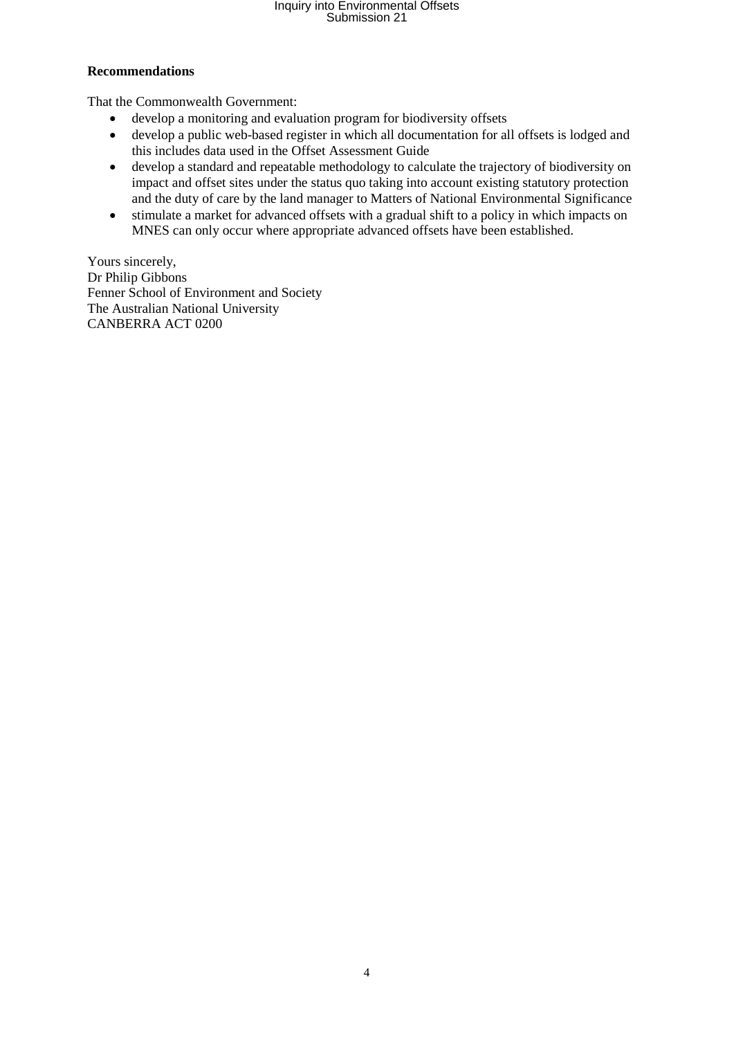**Recommendations**

That the Commonwealth Government:

- develop a monitoring and evaluation program for biodiversity offsets
- develop a public web-based register in which all documentation for all offsets is lodged and this includes data used in the Offset Assessment Guide
- develop a standard and repeatable methodology to calculate the trajectory of biodiversity on impact and offset sites under the status quo taking into account existing statutory protection and the duty of care by the land manager to Matters of National Environmental Significance
- stimulate a market for advanced offsets with a gradual shift to a policy in which impacts on MNES can only occur where appropriate advanced offsets have been established.

Yours sincerely,
Dr Philip Gibbons
Fenner School of Environment and Society
The Australian National University
CANBERRA ACT 0200